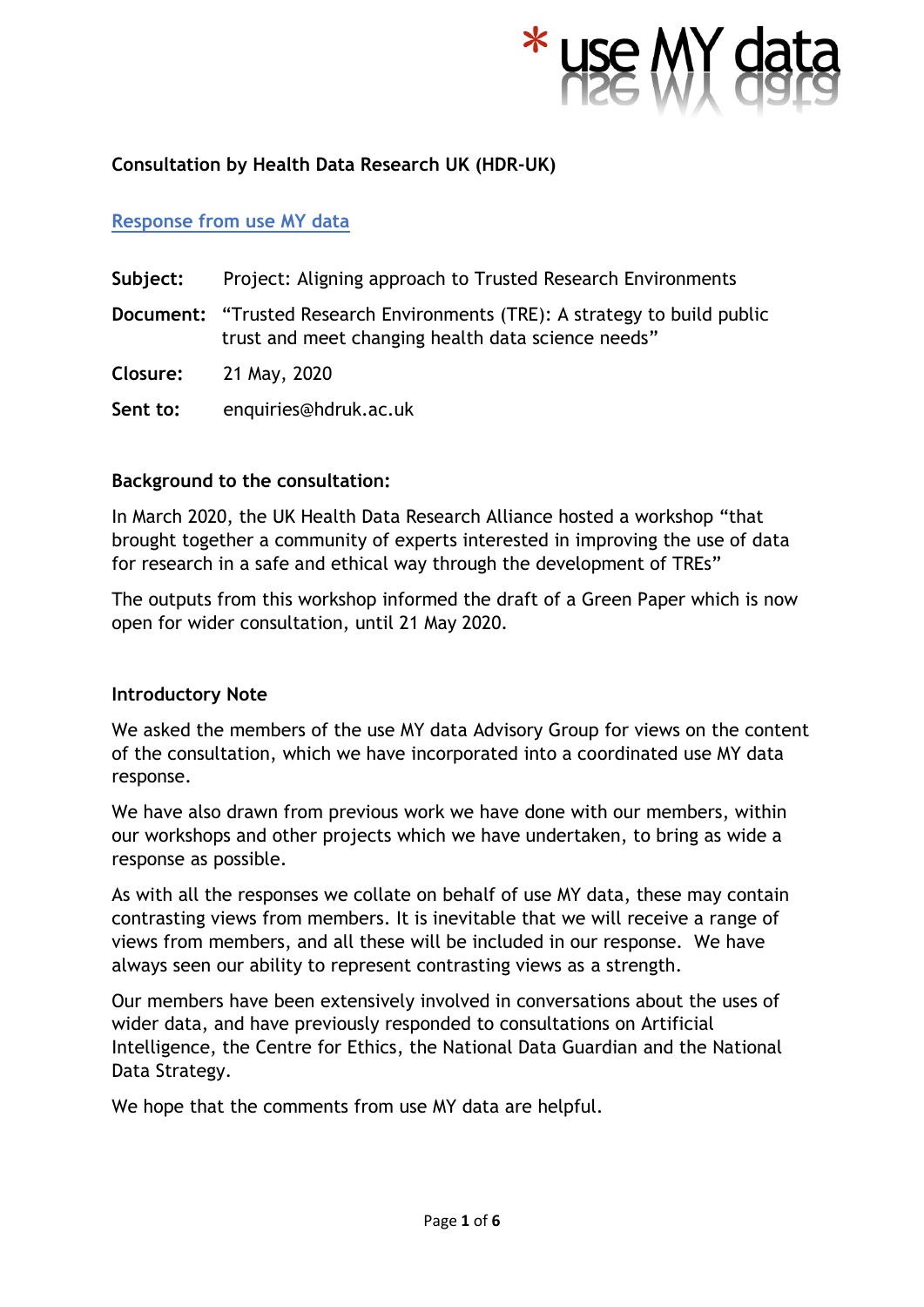# * use MY data

**Consultation by Health Data Research UK (HDR-UK)**

Response from use MY data

**Subject:** Project: Aligning approach to Trusted Research Environments

**Document:** "Trusted Research Environments (TRE): A strategy to build public trust and meet changing health data science needs"

**Closure:** 21 May, 2020

**Sent to:** enquiries@hdruk.ac.uk

**Background to the consultation:**

In March 2020, the UK Health Data Research Alliance hosted a workshop "that brought together a community of experts interested in improving the use of data for research in a safe and ethical way through the development of TREs"

The outputs from this workshop informed the draft of a Green Paper which is now open for wider consultation, until 21 May 2020.

**Introductory Note**

We asked the members of the use MY data Advisory Group for views on the content of the consultation, which we have incorporated into a coordinated use MY data response.

We have also drawn from previous work we have done with our members, within our workshops and other projects which we have undertaken, to bring as wide a response as possible.

As with all the responses we collate on behalf of use MY data, these may contain contrasting views from members. It is inevitable that we will receive a range of views from members, and all these will be included in our response. We have always seen our ability to represent contrasting views as a strength.

Our members have been extensively involved in conversations about the uses of wider data, and have previously responded to consultations on Artificial Intelligence, the Centre for Ethics, the National Data Guardian and the National Data Strategy.

We hope that the comments from use MY data are helpful.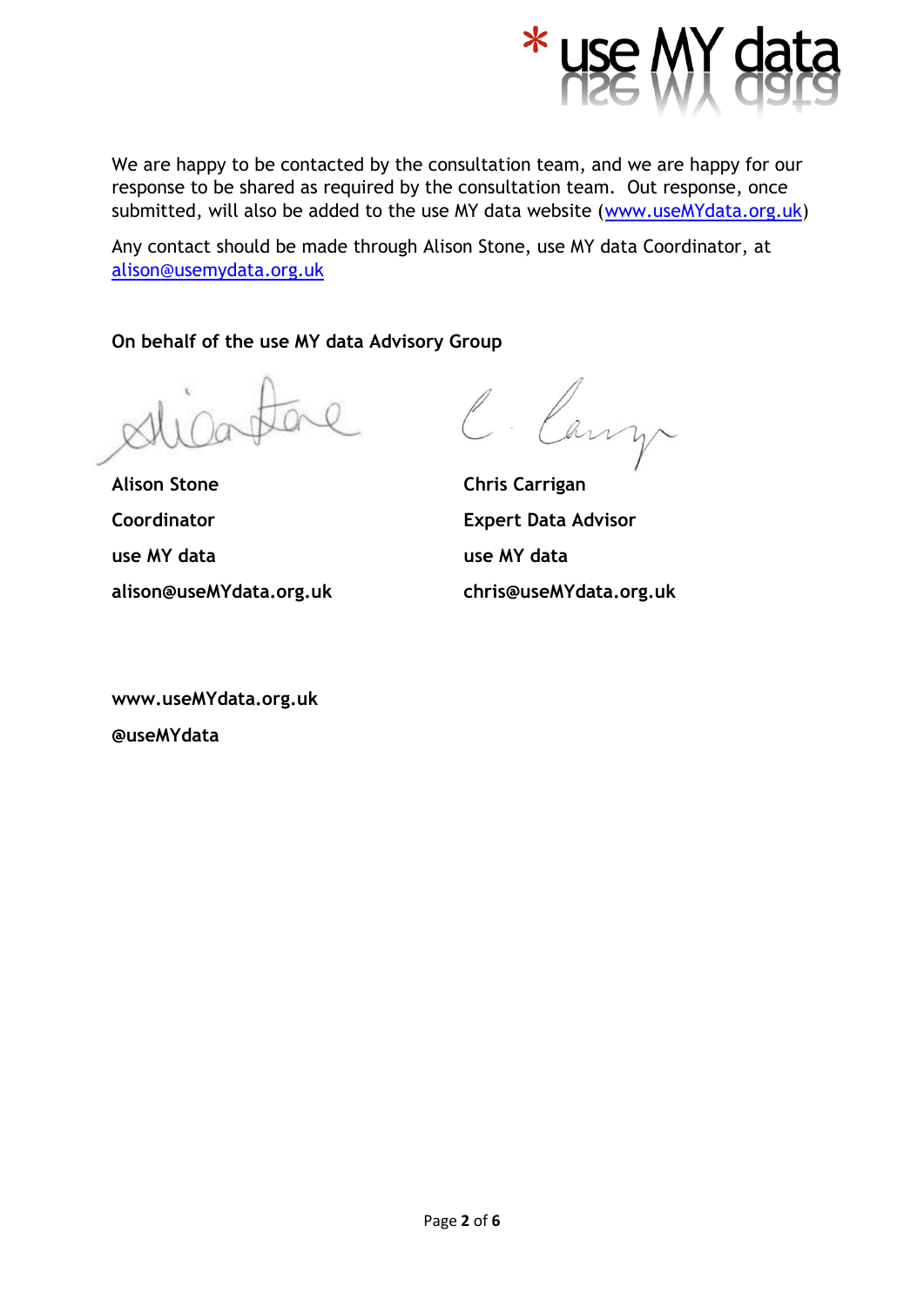We are happy to be contacted by the consultation team, and we are happy for our response to be shared as required by the consultation team.  Out response, once submitted, will also be added to the use MY data website ([www.useMYdata.org.uk](http://www.useMYdata.org.uk))

Any contact should be made through Alison Stone, use MY data Coordinator, at [alison@usemydata.org.uk](mailto:alison@usemydata.org.uk)

**On behalf of the use MY data Advisory Group**

**Alison Stone**

**Coordinator**

**use MY data**

**alison@useMYdata.org.uk**

**Chris Carrigan**

**Expert Data Advisor**

**use MY data**

**chris@useMYdata.org.uk**

**www.useMYdata.org.uk**

**@useMYdata**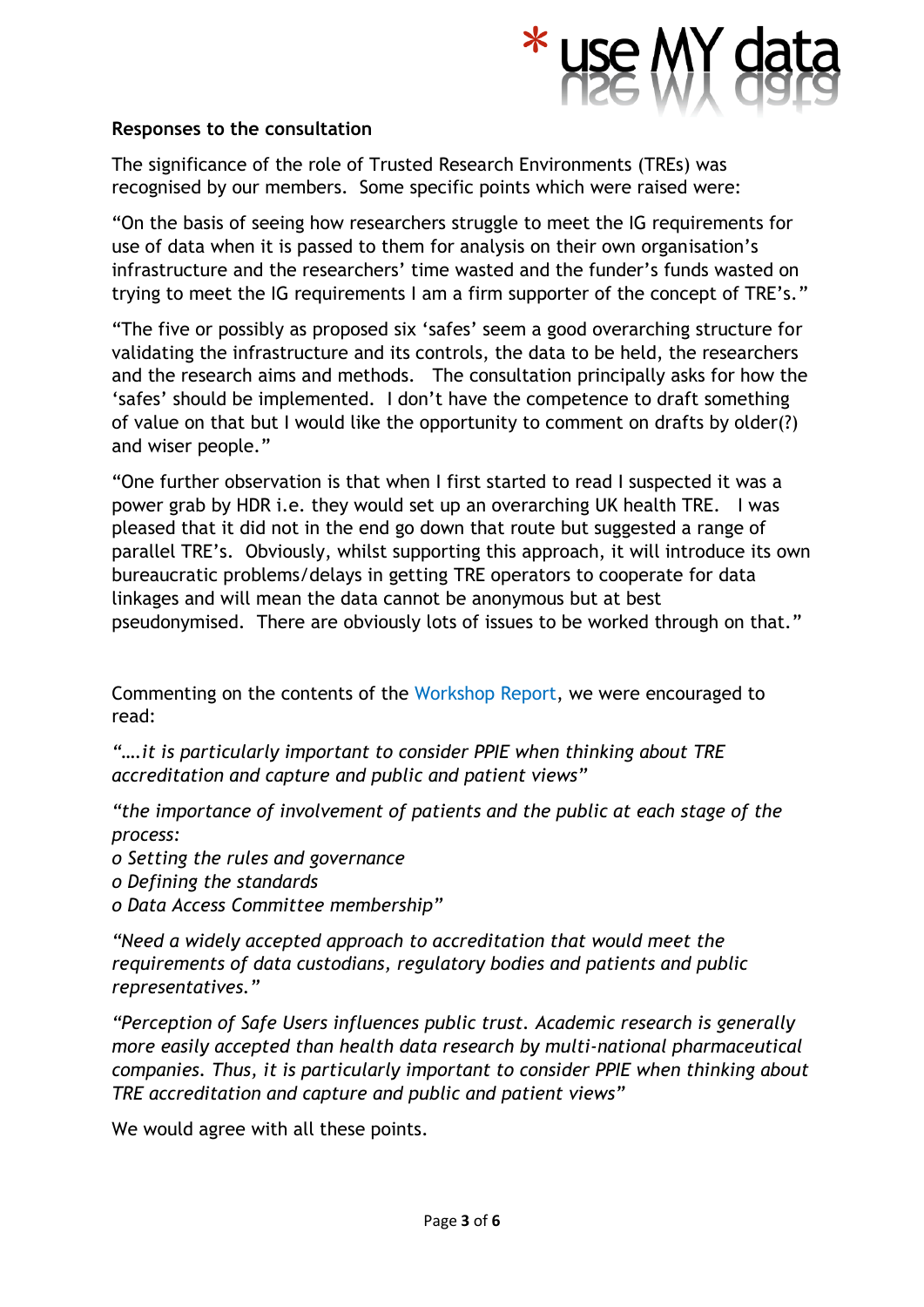**Responses to the consultation**

The significance of the role of Trusted Research Environments (TREs) was recognised by our members. Some specific points which were raised were:

"On the basis of seeing how researchers struggle to meet the IG requirements for use of data when it is passed to them for analysis on their own organisation's infrastructure and the researchers' time wasted and the funder's funds wasted on trying to meet the IG requirements I am a firm supporter of the concept of TRE's."

"The five or possibly as proposed six 'safes' seem a good overarching structure for validating the infrastructure and its controls, the data to be held, the researchers and the research aims and methods. The consultation principally asks for how the 'safes' should be implemented. I don't have the competence to draft something of value on that but I would like the opportunity to comment on drafts by older(?) and wiser people."

"One further observation is that when I first started to read I suspected it was a power grab by HDR i.e. they would set up an overarching UK health TRE. I was pleased that it did not in the end go down that route but suggested a range of parallel TRE's. Obviously, whilst supporting this approach, it will introduce its own bureaucratic problems/delays in getting TRE operators to cooperate for data linkages and will mean the data cannot be anonymous but at best pseudonymised. There are obviously lots of issues to be worked through on that."

Commenting on the contents of the Workshop Report, we were encouraged to read:

*"….it is particularly important to consider PPIE when thinking about TRE accreditation and capture and public and patient views"*

*"the importance of involvement of patients and the public at each stage of the process:*
*o Setting the rules and governance*
*o Defining the standards*
*o Data Access Committee membership"*

*"Need a widely accepted approach to accreditation that would meet the requirements of data custodians, regulatory bodies and patients and public representatives."*

*"Perception of Safe Users influences public trust. Academic research is generally more easily accepted than health data research by multi-national pharmaceutical companies. Thus, it is particularly important to consider PPIE when thinking about TRE accreditation and capture and public and patient views"*

We would agree with all these points.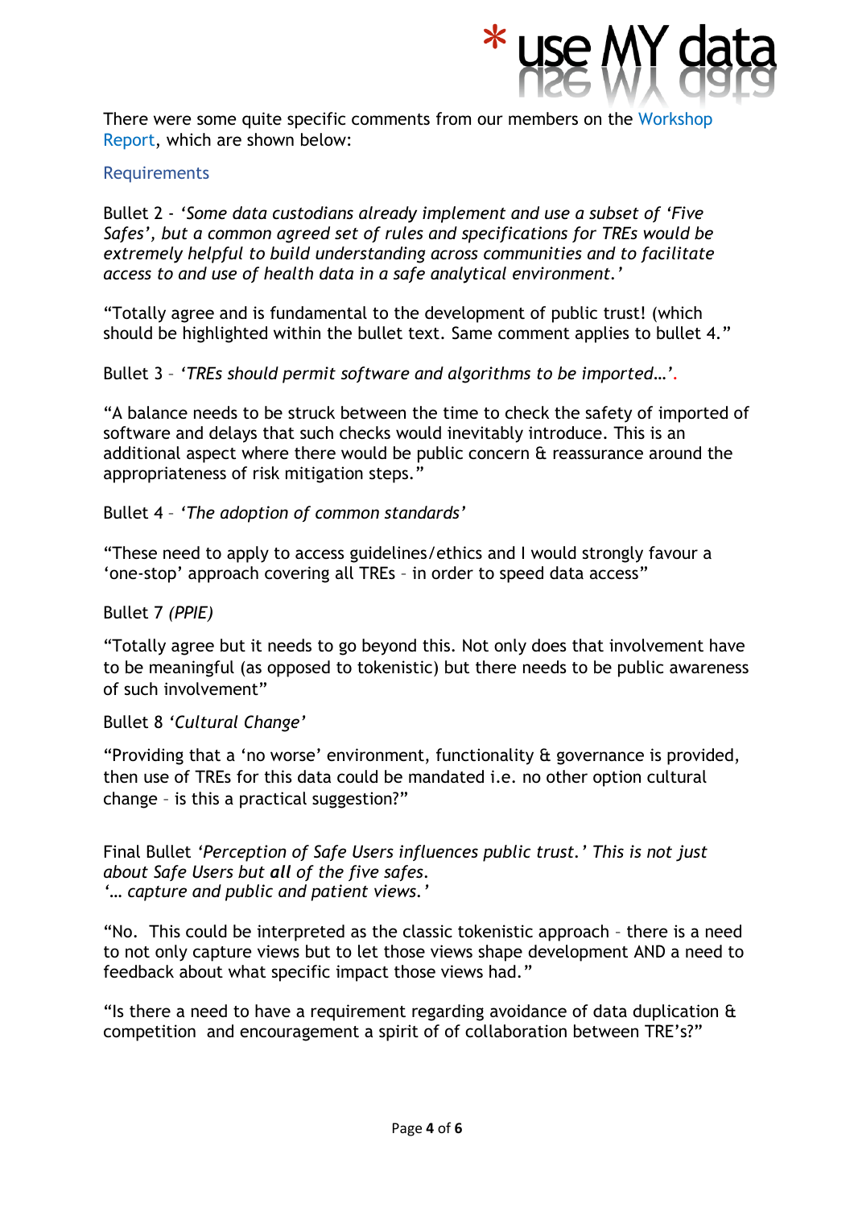There were some quite specific comments from our members on the Workshop Report, which are shown below:

## Requirements

Bullet 2 - *'Some data custodians already implement and use a subset of 'Five Safes', but a common agreed set of rules and specifications for TREs would be extremely helpful to build understanding across communities and to facilitate access to and use of health data in a safe analytical environment.'*

"Totally agree and is fundamental to the development of public trust! (which should be highlighted within the bullet text. Same comment applies to bullet 4."

Bullet 3 – *'TREs should permit software and algorithms to be imported…'.*

"A balance needs to be struck between the time to check the safety of imported of software and delays that such checks would inevitably introduce. This is an additional aspect where there would be public concern & reassurance around the appropriateness of risk mitigation steps."

Bullet 4 – *'The adoption of common standards'*

"These need to apply to access guidelines/ethics and I would strongly favour a 'one-stop' approach covering all TREs – in order to speed data access"

Bullet 7 *(PPIE)*

"Totally agree but it needs to go beyond this. Not only does that involvement have to be meaningful (as opposed to tokenistic) but there needs to be public awareness of such involvement"

Bullet 8 *'Cultural Change'*

"Providing that a 'no worse' environment, functionality & governance is provided, then use of TREs for this data could be mandated i.e. no other option cultural change – is this a practical suggestion?"

Final Bullet *'Perception of Safe Users influences public trust.' This is not just about Safe Users but **all** of the five safes.*
*'… capture and public and patient views.'*

"No. This could be interpreted as the classic tokenistic approach – there is a need to not only capture views but to let those views shape development AND a need to feedback about what specific impact those views had."

"Is there a need to have a requirement regarding avoidance of data duplication & competition and encouragement a spirit of of collaboration between TRE's?"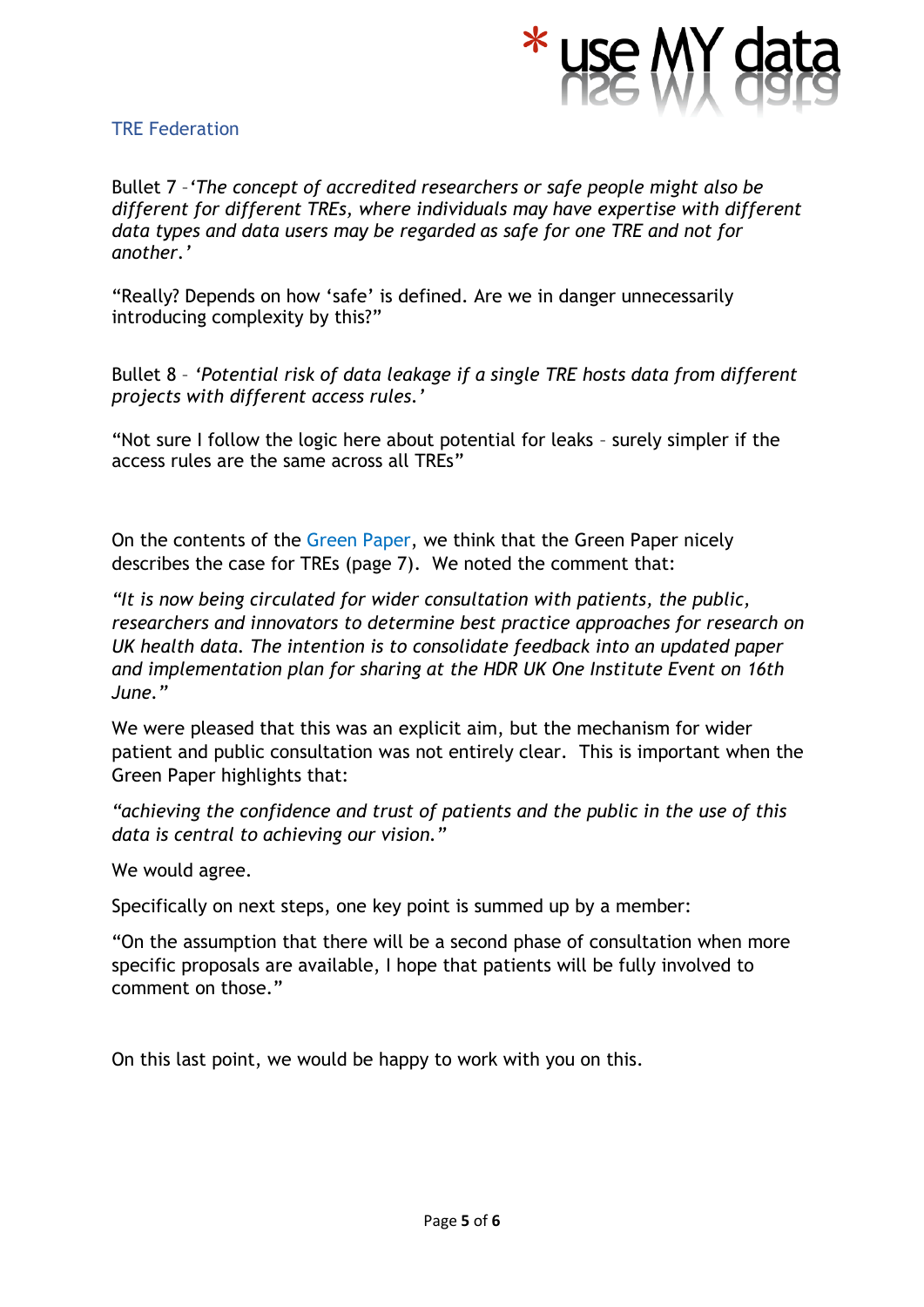TRE Federation

Bullet 7 –*'The concept of accredited researchers or safe people might also be different for different TREs, where individuals may have expertise with different data types and data users may be regarded as safe for one TRE and not for another.'*

"Really? Depends on how 'safe' is defined. Are we in danger unnecessarily introducing complexity by this?"

Bullet 8 – *'Potential risk of data leakage if a single TRE hosts data from different projects with different access rules.'*

"Not sure I follow the logic here about potential for leaks – surely simpler if the access rules are the same across all TREs"

On the contents of the Green Paper, we think that the Green Paper nicely describes the case for TREs (page 7). We noted the comment that:

*"It is now being circulated for wider consultation with patients, the public, researchers and innovators to determine best practice approaches for research on UK health data. The intention is to consolidate feedback into an updated paper and implementation plan for sharing at the HDR UK One Institute Event on 16th June."*

We were pleased that this was an explicit aim, but the mechanism for wider patient and public consultation was not entirely clear. This is important when the Green Paper highlights that:

*"achieving the confidence and trust of patients and the public in the use of this data is central to achieving our vision."*

We would agree.

Specifically on next steps, one key point is summed up by a member:

"On the assumption that there will be a second phase of consultation when more specific proposals are available, I hope that patients will be fully involved to comment on those."

On this last point, we would be happy to work with you on this.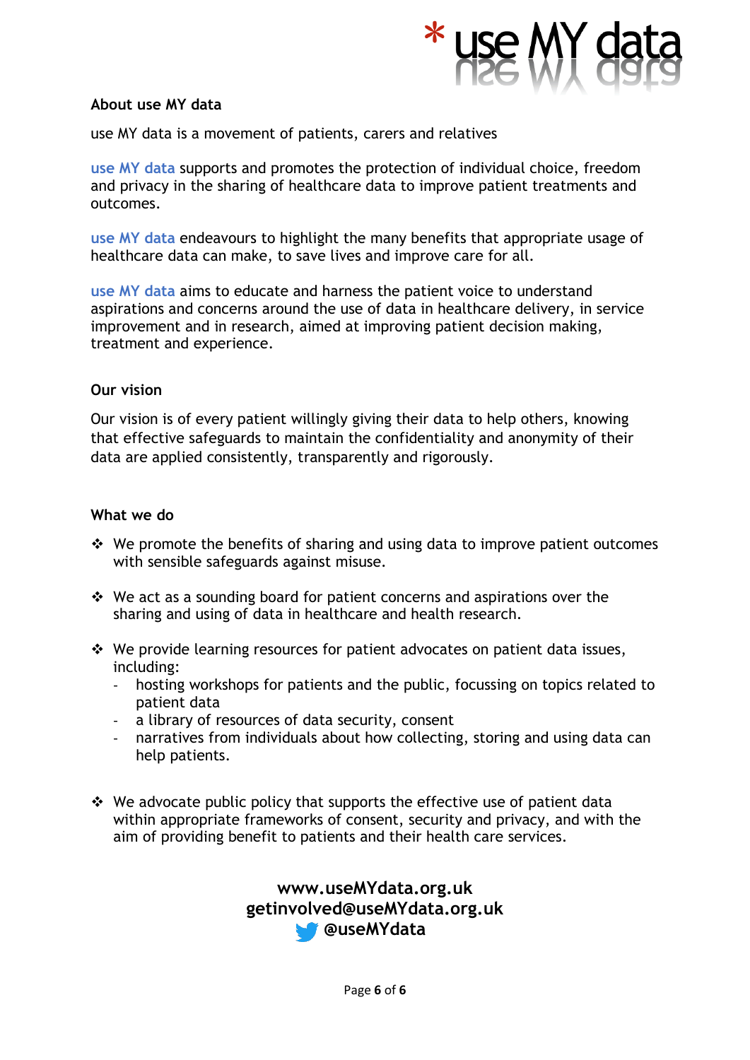\* use MY data

**About use MY data**

use MY data is a movement of patients, carers and relatives

use MY data supports and promotes the protection of individual choice, freedom and privacy in the sharing of healthcare data to improve patient treatments and outcomes.

use MY data endeavours to highlight the many benefits that appropriate usage of healthcare data can make, to save lives and improve care for all.

use MY data aims to educate and harness the patient voice to understand aspirations and concerns around the use of data in healthcare delivery, in service improvement and in research, aimed at improving patient decision making, treatment and experience.

**Our vision**

Our vision is of every patient willingly giving their data to help others, knowing that effective safeguards to maintain the confidentiality and anonymity of their data are applied consistently, transparently and rigorously.

**What we do**

- We promote the benefits of sharing and using data to improve patient outcomes with sensible safeguards against misuse.
- We act as a sounding board for patient concerns and aspirations over the sharing and using of data in healthcare and health research.
- We provide learning resources for patient advocates on patient data issues, including:
  - hosting workshops for patients and the public, focussing on topics related to patient data
  - a library of resources of data security, consent
  - narratives from individuals about how collecting, storing and using data can help patients.
- We advocate public policy that supports the effective use of patient data within appropriate frameworks of consent, security and privacy, and with the aim of providing benefit to patients and their health care services.

**www.useMYdata.org.uk**
**getinvolved@useMYdata.org.uk**
**@useMYdata**